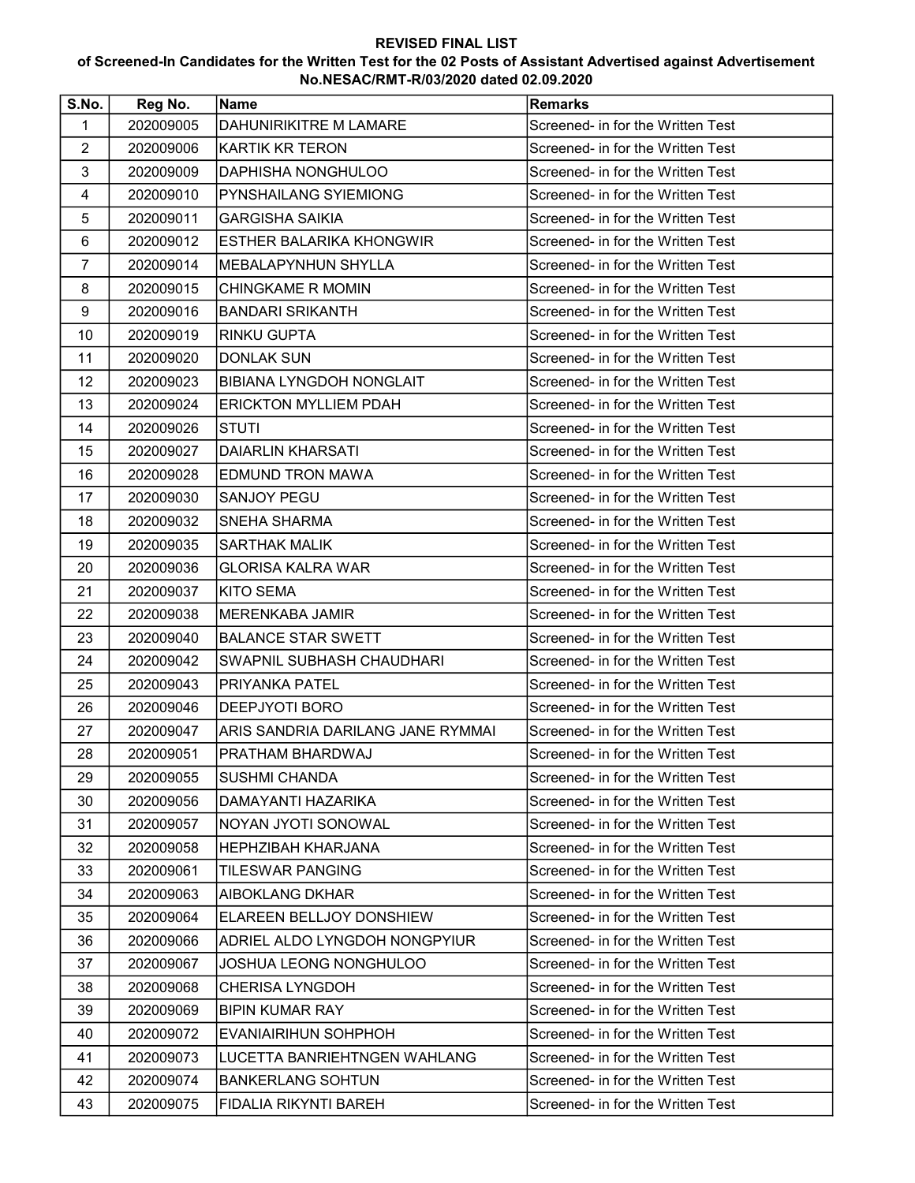**REVISED FINAL LIST**

**of Screened-In Candidates for the Written Test for the 02 Posts of Assistant Advertised against Advertisement No.NESAC/RMT-R/03/2020 dated 02.09.2020**

| S.No. | Reg No. | Name | Remarks |
|---|---|---|---|
| 1 | 202009005 | DAHUNIRIKITRE M LAMARE | Screened- in for the Written Test |
| 2 | 202009006 | KARTIK KR TERON | Screened- in for the Written Test |
| 3 | 202009009 | DAPHISHA NONGHULOO | Screened- in for the Written Test |
| 4 | 202009010 | PYNSHAILANG SYIEMIONG | Screened- in for the Written Test |
| 5 | 202009011 | GARGISHA SAIKIA | Screened- in for the Written Test |
| 6 | 202009012 | ESTHER BALARIKA KHONGWIR | Screened- in for the Written Test |
| 7 | 202009014 | MEBALAPYNHUN SHYLLA | Screened- in for the Written Test |
| 8 | 202009015 | CHINGKAME R MOMIN | Screened- in for the Written Test |
| 9 | 202009016 | BANDARI SRIKANTH | Screened- in for the Written Test |
| 10 | 202009019 | RINKU GUPTA | Screened- in for the Written Test |
| 11 | 202009020 | DONLAK SUN | Screened- in for the Written Test |
| 12 | 202009023 | BIBIANA LYNGDOH NONGLAIT | Screened- in for the Written Test |
| 13 | 202009024 | ERICKTON MYLLIEM PDAH | Screened- in for the Written Test |
| 14 | 202009026 | STUTI | Screened- in for the Written Test |
| 15 | 202009027 | DAIARLIN KHARSATI | Screened- in for the Written Test |
| 16 | 202009028 | EDMUND TRON MAWA | Screened- in for the Written Test |
| 17 | 202009030 | SANJOY PEGU | Screened- in for the Written Test |
| 18 | 202009032 | SNEHA SHARMA | Screened- in for the Written Test |
| 19 | 202009035 | SARTHAK MALIK | Screened- in for the Written Test |
| 20 | 202009036 | GLORISA KALRA WAR | Screened- in for the Written Test |
| 21 | 202009037 | KITO SEMA | Screened- in for the Written Test |
| 22 | 202009038 | MERENKABA JAMIR | Screened- in for the Written Test |
| 23 | 202009040 | BALANCE STAR SWETT | Screened- in for the Written Test |
| 24 | 202009042 | SWAPNIL SUBHASH CHAUDHARI | Screened- in for the Written Test |
| 25 | 202009043 | PRIYANKA PATEL | Screened- in for the Written Test |
| 26 | 202009046 | DEEPJYOTI BORO | Screened- in for the Written Test |
| 27 | 202009047 | ARIS SANDRIA DARILANG JANE RYMMAI | Screened- in for the Written Test |
| 28 | 202009051 | PRATHAM BHARDWAJ | Screened- in for the Written Test |
| 29 | 202009055 | SUSHMI CHANDA | Screened- in for the Written Test |
| 30 | 202009056 | DAMAYANTI HAZARIKA | Screened- in for the Written Test |
| 31 | 202009057 | NOYAN JYOTI SONOWAL | Screened- in for the Written Test |
| 32 | 202009058 | HEPHZIBAH KHARJANA | Screened- in for the Written Test |
| 33 | 202009061 | TILESWAR PANGING | Screened- in for the Written Test |
| 34 | 202009063 | AIBOKLANG DKHAR | Screened- in for the Written Test |
| 35 | 202009064 | ELAREEN BELLJOY DONSHIEW | Screened- in for the Written Test |
| 36 | 202009066 | ADRIEL ALDO LYNGDOH NONGPYIUR | Screened- in for the Written Test |
| 37 | 202009067 | JOSHUA LEONG NONGHULOO | Screened- in for the Written Test |
| 38 | 202009068 | CHERISA LYNGDOH | Screened- in for the Written Test |
| 39 | 202009069 | BIPIN KUMAR RAY | Screened- in for the Written Test |
| 40 | 202009072 | EVANIAIRIHUN SOHPHOH | Screened- in for the Written Test |
| 41 | 202009073 | LUCETTA BANRIEHTNGEN WAHLANG | Screened- in for the Written Test |
| 42 | 202009074 | BANKERLANG SOHTUN | Screened- in for the Written Test |
| 43 | 202009075 | FIDALIA RIKYNTI BAREH | Screened- in for the Written Test |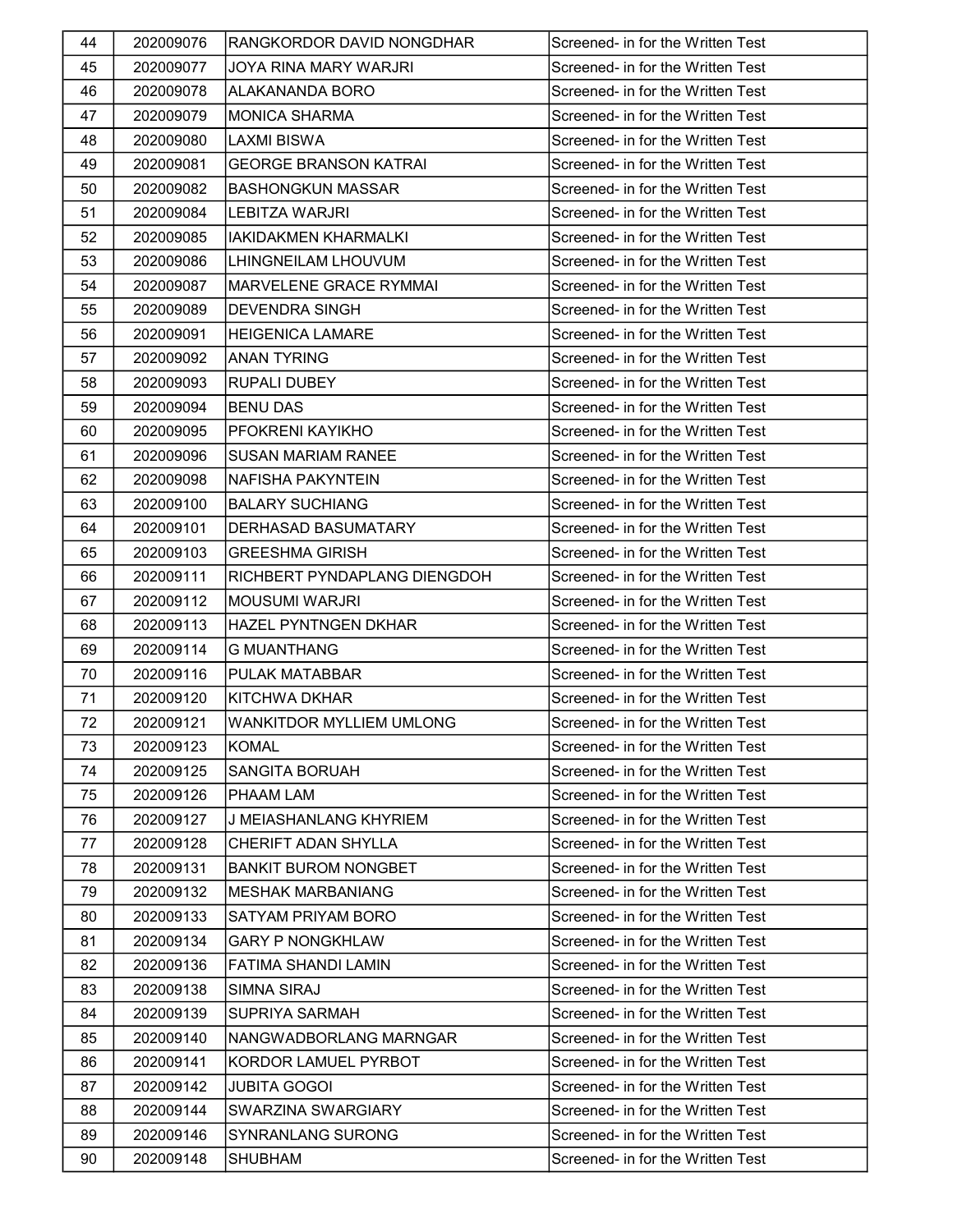| 44 | 202009076 | RANGKORDOR DAVID NONGDHAR | Screened- in for the Written Test |
|---|---|---|---|
| 45 | 202009077 | JOYA RINA MARY WARJRI | Screened- in for the Written Test |
| 46 | 202009078 | ALAKANANDA BORO | Screened- in for the Written Test |
| 47 | 202009079 | MONICA SHARMA | Screened- in for the Written Test |
| 48 | 202009080 | LAXMI BISWA | Screened- in for the Written Test |
| 49 | 202009081 | GEORGE BRANSON KATRAI | Screened- in for the Written Test |
| 50 | 202009082 | BASHONGKUN MASSAR | Screened- in for the Written Test |
| 51 | 202009084 | LEBITZA WARJRI | Screened- in for the Written Test |
| 52 | 202009085 | IAKIDAKMEN KHARMALKI | Screened- in for the Written Test |
| 53 | 202009086 | LHINGNEILAM LHOUVUM | Screened- in for the Written Test |
| 54 | 202009087 | MARVELENE GRACE RYMMAI | Screened- in for the Written Test |
| 55 | 202009089 | DEVENDRA SINGH | Screened- in for the Written Test |
| 56 | 202009091 | HEIGENICA LAMARE | Screened- in for the Written Test |
| 57 | 202009092 | ANAN TYRING | Screened- in for the Written Test |
| 58 | 202009093 | RUPALI DUBEY | Screened- in for the Written Test |
| 59 | 202009094 | BENU DAS | Screened- in for the Written Test |
| 60 | 202009095 | PFOKRENI KAYIKHO | Screened- in for the Written Test |
| 61 | 202009096 | SUSAN MARIAM RANEE | Screened- in for the Written Test |
| 62 | 202009098 | NAFISHA PAKYNTEIN | Screened- in for the Written Test |
| 63 | 202009100 | BALARY SUCHIANG | Screened- in for the Written Test |
| 64 | 202009101 | DERHASAD BASUMATARY | Screened- in for the Written Test |
| 65 | 202009103 | GREESHMA GIRISH | Screened- in for the Written Test |
| 66 | 202009111 | RICHBERT PYNDAPLANG DIENGDOH | Screened- in for the Written Test |
| 67 | 202009112 | MOUSUMI WARJRI | Screened- in for the Written Test |
| 68 | 202009113 | HAZEL PYNTNGEN DKHAR | Screened- in for the Written Test |
| 69 | 202009114 | G MUANTHANG | Screened- in for the Written Test |
| 70 | 202009116 | PULAK MATABBAR | Screened- in for the Written Test |
| 71 | 202009120 | KITCHWA DKHAR | Screened- in for the Written Test |
| 72 | 202009121 | WANKITDOR MYLLIEM UMLONG | Screened- in for the Written Test |
| 73 | 202009123 | KOMAL | Screened- in for the Written Test |
| 74 | 202009125 | SANGITA BORUAH | Screened- in for the Written Test |
| 75 | 202009126 | PHAAM LAM | Screened- in for the Written Test |
| 76 | 202009127 | J MEIASHANLANG KHYRIEM | Screened- in for the Written Test |
| 77 | 202009128 | CHERIFT ADAN SHYLLA | Screened- in for the Written Test |
| 78 | 202009131 | BANKIT BUROM NONGBET | Screened- in for the Written Test |
| 79 | 202009132 | MESHAK MARBANIANG | Screened- in for the Written Test |
| 80 | 202009133 | SATYAM PRIYAM BORO | Screened- in for the Written Test |
| 81 | 202009134 | GARY P NONGKHLAW | Screened- in for the Written Test |
| 82 | 202009136 | FATIMA SHANDI LAMIN | Screened- in for the Written Test |
| 83 | 202009138 | SIMNA SIRAJ | Screened- in for the Written Test |
| 84 | 202009139 | SUPRIYA SARMAH | Screened- in for the Written Test |
| 85 | 202009140 | NANGWADBORLANG MARNGAR | Screened- in for the Written Test |
| 86 | 202009141 | KORDOR LAMUEL PYRBOT | Screened- in for the Written Test |
| 87 | 202009142 | JUBITA GOGOI | Screened- in for the Written Test |
| 88 | 202009144 | SWARZINA SWARGIARY | Screened- in for the Written Test |
| 89 | 202009146 | SYNRANLANG SURONG | Screened- in for the Written Test |
| 90 | 202009148 | SHUBHAM | Screened- in for the Written Test |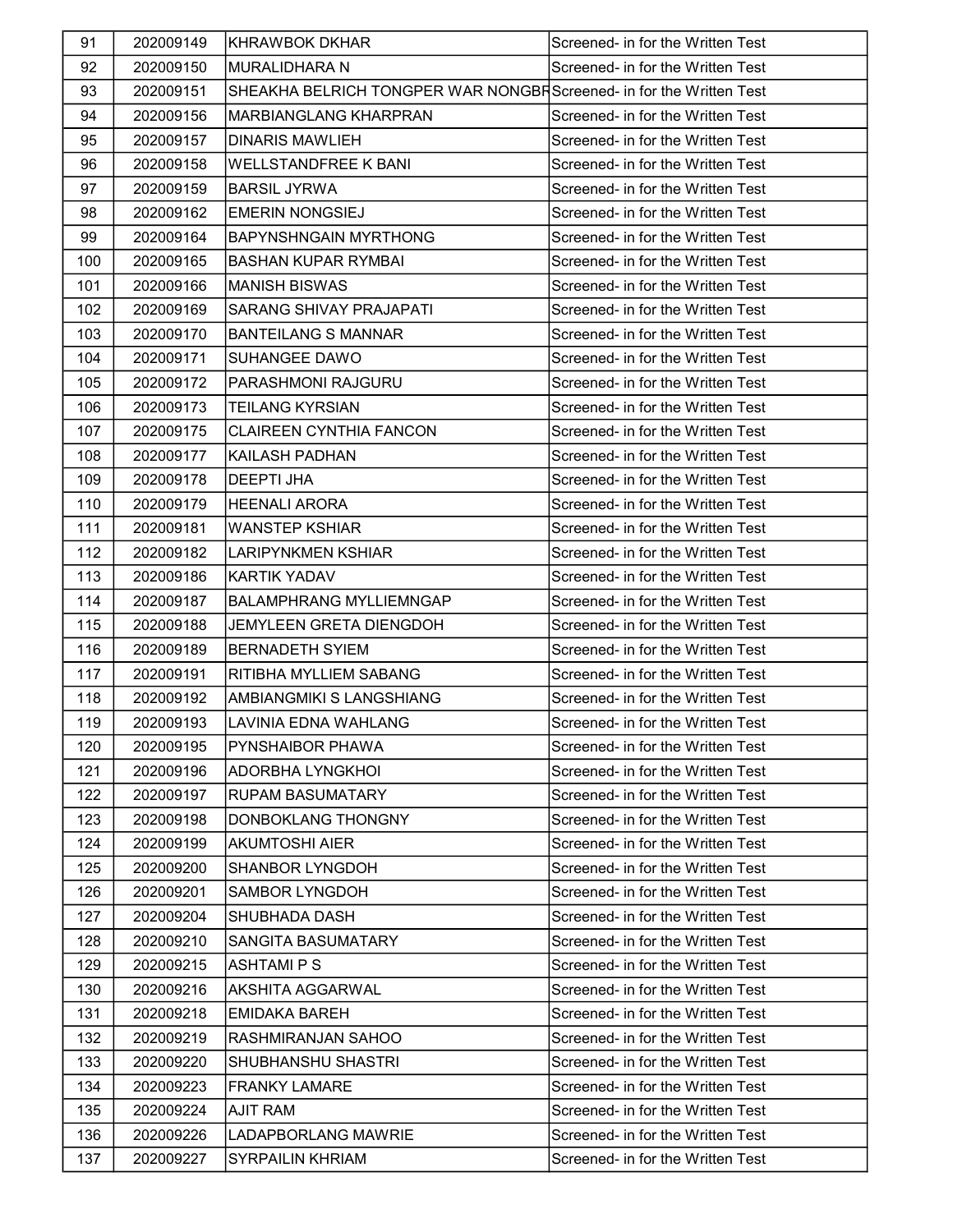| 91 | 202009149 | KHRAWBOK DKHAR | Screened- in for the Written Test |
|---|---|---|---|
| 92 | 202009150 | MURALIDHARA N | Screened- in for the Written Test |
| 93 | 202009151 | SHEAKHA BELRICH TONGPER WAR NONGBR | Screened- in for the Written Test |
| 94 | 202009156 | MARBIANGLANG KHARPRAN | Screened- in for the Written Test |
| 95 | 202009157 | DINARIS MAWLIEH | Screened- in for the Written Test |
| 96 | 202009158 | WELLSTANDFREE K BANI | Screened- in for the Written Test |
| 97 | 202009159 | BARSIL JYRWA | Screened- in for the Written Test |
| 98 | 202009162 | EMERIN NONGSIEJ | Screened- in for the Written Test |
| 99 | 202009164 | BAPYNSHNGAIN MYRTHONG | Screened- in for the Written Test |
| 100 | 202009165 | BASHAN KUPAR RYMBAI | Screened- in for the Written Test |
| 101 | 202009166 | MANISH BISWAS | Screened- in for the Written Test |
| 102 | 202009169 | SARANG SHIVAY PRAJAPATI | Screened- in for the Written Test |
| 103 | 202009170 | BANTEILANG S MANNAR | Screened- in for the Written Test |
| 104 | 202009171 | SUHANGEE DAWO | Screened- in for the Written Test |
| 105 | 202009172 | PARASHMONI RAJGURU | Screened- in for the Written Test |
| 106 | 202009173 | TEILANG KYRSIAN | Screened- in for the Written Test |
| 107 | 202009175 | CLAIREEN CYNTHIA FANCON | Screened- in for the Written Test |
| 108 | 202009177 | KAILASH PADHAN | Screened- in for the Written Test |
| 109 | 202009178 | DEEPTI JHA | Screened- in for the Written Test |
| 110 | 202009179 | HEENALI ARORA | Screened- in for the Written Test |
| 111 | 202009181 | WANSTEP KSHIAR | Screened- in for the Written Test |
| 112 | 202009182 | LARIPYNKMEN KSHIAR | Screened- in for the Written Test |
| 113 | 202009186 | KARTIK YADAV | Screened- in for the Written Test |
| 114 | 202009187 | BALAMPHRANG MYLLIEMNGAP | Screened- in for the Written Test |
| 115 | 202009188 | JEMYLEEN GRETA DIENGDOH | Screened- in for the Written Test |
| 116 | 202009189 | BERNADETH SYIEM | Screened- in for the Written Test |
| 117 | 202009191 | RITIBHA MYLLIEM SABANG | Screened- in for the Written Test |
| 118 | 202009192 | AMBIANGMIKI S LANGSHIANG | Screened- in for the Written Test |
| 119 | 202009193 | LAVINIA EDNA WAHLANG | Screened- in for the Written Test |
| 120 | 202009195 | PYNSHAIBOR PHAWA | Screened- in for the Written Test |
| 121 | 202009196 | ADORBHA LYNGKHOI | Screened- in for the Written Test |
| 122 | 202009197 | RUPAM BASUMATARY | Screened- in for the Written Test |
| 123 | 202009198 | DONBOKLANG THONGNY | Screened- in for the Written Test |
| 124 | 202009199 | AKUMTOSHI AIER | Screened- in for the Written Test |
| 125 | 202009200 | SHANBOR LYNGDOH | Screened- in for the Written Test |
| 126 | 202009201 | SAMBOR LYNGDOH | Screened- in for the Written Test |
| 127 | 202009204 | SHUBHADA DASH | Screened- in for the Written Test |
| 128 | 202009210 | SANGITA BASUMATARY | Screened- in for the Written Test |
| 129 | 202009215 | ASHTAMI P S | Screened- in for the Written Test |
| 130 | 202009216 | AKSHITA AGGARWAL | Screened- in for the Written Test |
| 131 | 202009218 | EMIDAKA BAREH | Screened- in for the Written Test |
| 132 | 202009219 | RASHMIRANJAN SAHOO | Screened- in for the Written Test |
| 133 | 202009220 | SHUBHANSHU SHASTRI | Screened- in for the Written Test |
| 134 | 202009223 | FRANKY LAMARE | Screened- in for the Written Test |
| 135 | 202009224 | AJIT RAM | Screened- in for the Written Test |
| 136 | 202009226 | LADAPBORLANG MAWRIE | Screened- in for the Written Test |
| 137 | 202009227 | SYRPAILIN KHRIAM | Screened- in for the Written Test |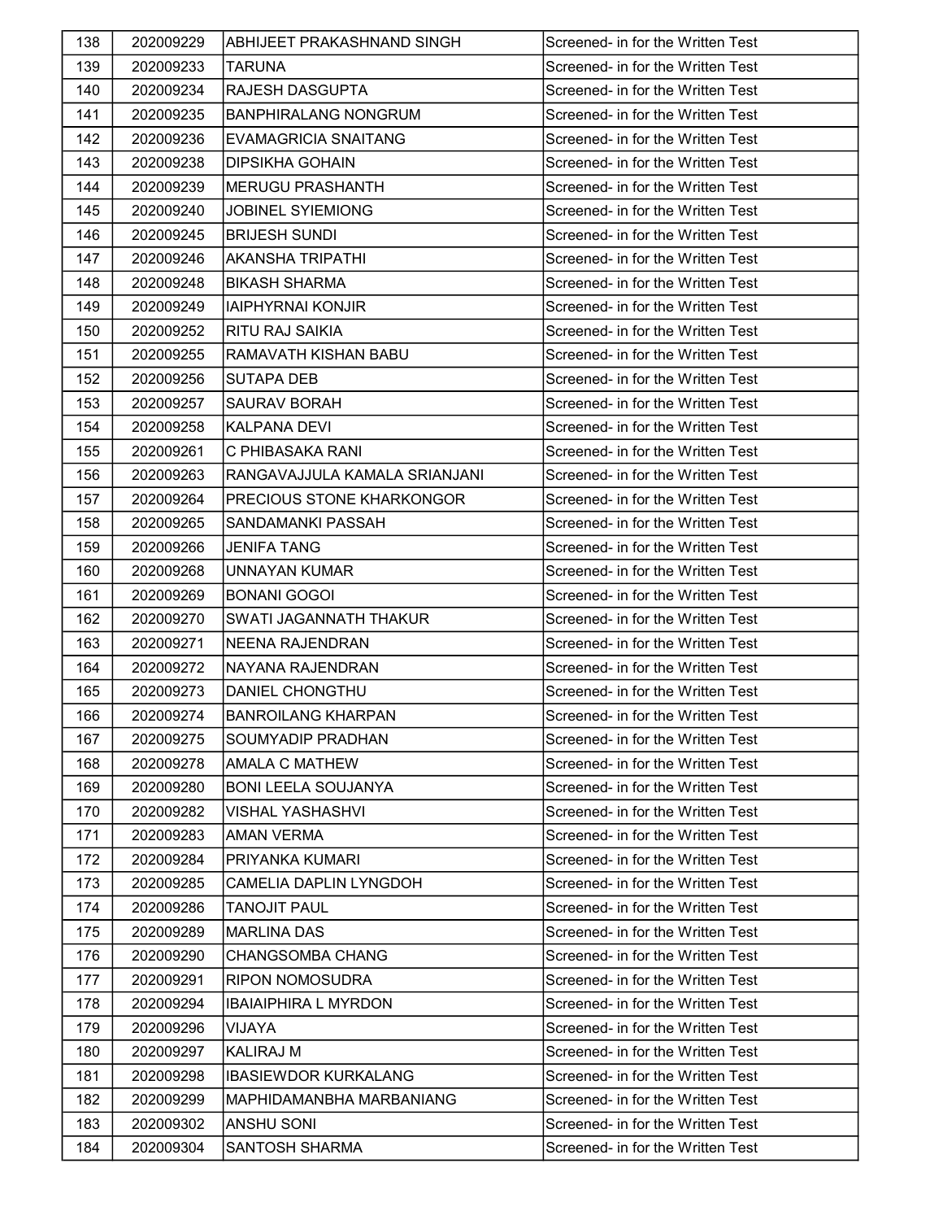| 138 | 202009229 | ABHIJEET PRAKASHNAND SINGH | Screened- in for the Written Test |
|---|---|---|---|
| 139 | 202009233 | TARUNA | Screened- in for the Written Test |
| 140 | 202009234 | RAJESH DASGUPTA | Screened- in for the Written Test |
| 141 | 202009235 | BANPHIRALANG NONGRUM | Screened- in for the Written Test |
| 142 | 202009236 | EVAMAGRICIA SNAITANG | Screened- in for the Written Test |
| 143 | 202009238 | DIPSIKHA GOHAIN | Screened- in for the Written Test |
| 144 | 202009239 | MERUGU PRASHANTH | Screened- in for the Written Test |
| 145 | 202009240 | JOBINEL SYIEMIONG | Screened- in for the Written Test |
| 146 | 202009245 | BRIJESH SUNDI | Screened- in for the Written Test |
| 147 | 202009246 | AKANSHA TRIPATHI | Screened- in for the Written Test |
| 148 | 202009248 | BIKASH SHARMA | Screened- in for the Written Test |
| 149 | 202009249 | IAIPHYRNAI KONJIR | Screened- in for the Written Test |
| 150 | 202009252 | RITU RAJ SAIKIA | Screened- in for the Written Test |
| 151 | 202009255 | RAMAVATH KISHAN BABU | Screened- in for the Written Test |
| 152 | 202009256 | SUTAPA DEB | Screened- in for the Written Test |
| 153 | 202009257 | SAURAV BORAH | Screened- in for the Written Test |
| 154 | 202009258 | KALPANA DEVI | Screened- in for the Written Test |
| 155 | 202009261 | C PHIBASAKA RANI | Screened- in for the Written Test |
| 156 | 202009263 | RANGAVAJJULA KAMALA SRIANJANI | Screened- in for the Written Test |
| 157 | 202009264 | PRECIOUS STONE KHARKONGOR | Screened- in for the Written Test |
| 158 | 202009265 | SANDAMANKI PASSAH | Screened- in for the Written Test |
| 159 | 202009266 | JENIFA TANG | Screened- in for the Written Test |
| 160 | 202009268 | UNNAYAN KUMAR | Screened- in for the Written Test |
| 161 | 202009269 | BONANI GOGOI | Screened- in for the Written Test |
| 162 | 202009270 | SWATI JAGANNATH THAKUR | Screened- in for the Written Test |
| 163 | 202009271 | NEENA RAJENDRAN | Screened- in for the Written Test |
| 164 | 202009272 | NAYANA RAJENDRAN | Screened- in for the Written Test |
| 165 | 202009273 | DANIEL CHONGTHU | Screened- in for the Written Test |
| 166 | 202009274 | BANROILANG KHARPAN | Screened- in for the Written Test |
| 167 | 202009275 | SOUMYADIP PRADHAN | Screened- in for the Written Test |
| 168 | 202009278 | AMALA C MATHEW | Screened- in for the Written Test |
| 169 | 202009280 | BONI LEELA SOUJANYA | Screened- in for the Written Test |
| 170 | 202009282 | VISHAL YASHASHVI | Screened- in for the Written Test |
| 171 | 202009283 | AMAN VERMA | Screened- in for the Written Test |
| 172 | 202009284 | PRIYANKA KUMARI | Screened- in for the Written Test |
| 173 | 202009285 | CAMELIA DAPLIN LYNGDOH | Screened- in for the Written Test |
| 174 | 202009286 | TANOJIT PAUL | Screened- in for the Written Test |
| 175 | 202009289 | MARLINA DAS | Screened- in for the Written Test |
| 176 | 202009290 | CHANGSOMBA CHANG | Screened- in for the Written Test |
| 177 | 202009291 | RIPON NOMOSUDRA | Screened- in for the Written Test |
| 178 | 202009294 | IBAIAIPHIRA L MYRDON | Screened- in for the Written Test |
| 179 | 202009296 | VIJAYA | Screened- in for the Written Test |
| 180 | 202009297 | KALIRAJ M | Screened- in for the Written Test |
| 181 | 202009298 | IBASIEWDOR KURKALANG | Screened- in for the Written Test |
| 182 | 202009299 | MAPHIDAMANBHA MARBANIANG | Screened- in for the Written Test |
| 183 | 202009302 | ANSHU SONI | Screened- in for the Written Test |
| 184 | 202009304 | SANTOSH SHARMA | Screened- in for the Written Test |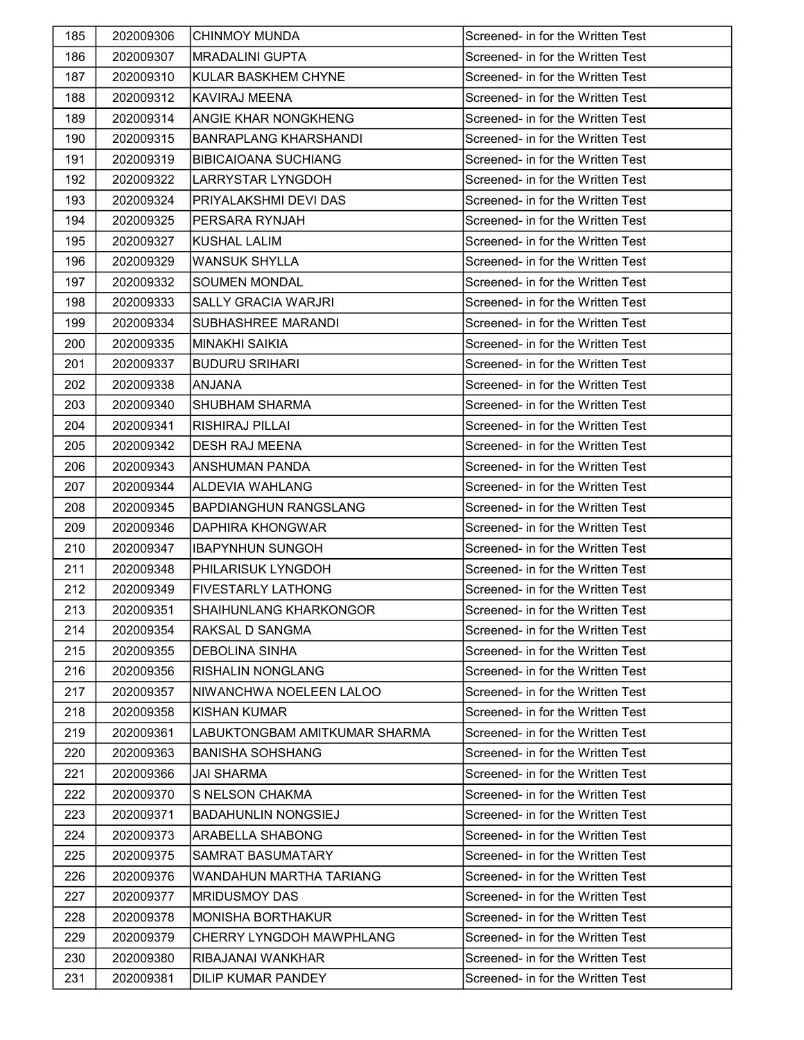| 185 | 202009306 | CHINMOY MUNDA | Screened- in for the Written Test |
|---|---|---|---|
| 186 | 202009307 | MRADALINI GUPTA | Screened- in for the Written Test |
| 187 | 202009310 | KULAR BASKHEM CHYNE | Screened- in for the Written Test |
| 188 | 202009312 | KAVIRAJ MEENA | Screened- in for the Written Test |
| 189 | 202009314 | ANGIE KHAR NONGKHENG | Screened- in for the Written Test |
| 190 | 202009315 | BANRAPLANG KHARSHANDI | Screened- in for the Written Test |
| 191 | 202009319 | BIBICAIOANA SUCHIANG | Screened- in for the Written Test |
| 192 | 202009322 | LARRYSTAR LYNGDOH | Screened- in for the Written Test |
| 193 | 202009324 | PRIYALAKSHMI DEVI DAS | Screened- in for the Written Test |
| 194 | 202009325 | PERSARA RYNJAH | Screened- in for the Written Test |
| 195 | 202009327 | KUSHAL LALIM | Screened- in for the Written Test |
| 196 | 202009329 | WANSUK SHYLLA | Screened- in for the Written Test |
| 197 | 202009332 | SOUMEN MONDAL | Screened- in for the Written Test |
| 198 | 202009333 | SALLY GRACIA WARJRI | Screened- in for the Written Test |
| 199 | 202009334 | SUBHASHREE MARANDI | Screened- in for the Written Test |
| 200 | 202009335 | MINAKHI SAIKIA | Screened- in for the Written Test |
| 201 | 202009337 | BUDURU SRIHARI | Screened- in for the Written Test |
| 202 | 202009338 | ANJANA | Screened- in for the Written Test |
| 203 | 202009340 | SHUBHAM SHARMA | Screened- in for the Written Test |
| 204 | 202009341 | RISHIRAJ PILLAI | Screened- in for the Written Test |
| 205 | 202009342 | DESH RAJ MEENA | Screened- in for the Written Test |
| 206 | 202009343 | ANSHUMAN PANDA | Screened- in for the Written Test |
| 207 | 202009344 | ALDEVIA WAHLANG | Screened- in for the Written Test |
| 208 | 202009345 | BAPDIANGHUN RANGSLANG | Screened- in for the Written Test |
| 209 | 202009346 | DAPHIRA KHONGWAR | Screened- in for the Written Test |
| 210 | 202009347 | IBAPYNHUN SUNGOH | Screened- in for the Written Test |
| 211 | 202009348 | PHILARISUK LYNGDOH | Screened- in for the Written Test |
| 212 | 202009349 | FIVESTARLY LATHONG | Screened- in for the Written Test |
| 213 | 202009351 | SHAIHUNLANG KHARKONGOR | Screened- in for the Written Test |
| 214 | 202009354 | RAKSAL D SANGMA | Screened- in for the Written Test |
| 215 | 202009355 | DEBOLINA SINHA | Screened- in for the Written Test |
| 216 | 202009356 | RISHALIN NONGLANG | Screened- in for the Written Test |
| 217 | 202009357 | NIWANCHWA NOELEEN LALOO | Screened- in for the Written Test |
| 218 | 202009358 | KISHAN KUMAR | Screened- in for the Written Test |
| 219 | 202009361 | LABUKTONGBAM AMITKUMAR SHARMA | Screened- in for the Written Test |
| 220 | 202009363 | BANISHA SOHSHANG | Screened- in for the Written Test |
| 221 | 202009366 | JAI SHARMA | Screened- in for the Written Test |
| 222 | 202009370 | S NELSON CHAKMA | Screened- in for the Written Test |
| 223 | 202009371 | BADAHUNLIN NONGSIEJ | Screened- in for the Written Test |
| 224 | 202009373 | ARABELLA SHABONG | Screened- in for the Written Test |
| 225 | 202009375 | SAMRAT BASUMATARY | Screened- in for the Written Test |
| 226 | 202009376 | WANDAHUN MARTHA TARIANG | Screened- in for the Written Test |
| 227 | 202009377 | MRIDUSMOY DAS | Screened- in for the Written Test |
| 228 | 202009378 | MONISHA BORTHAKUR | Screened- in for the Written Test |
| 229 | 202009379 | CHERRY LYNGDOH MAWPHLANG | Screened- in for the Written Test |
| 230 | 202009380 | RIBAJANAI WANKHAR | Screened- in for the Written Test |
| 231 | 202009381 | DILIP KUMAR PANDEY | Screened- in for the Written Test |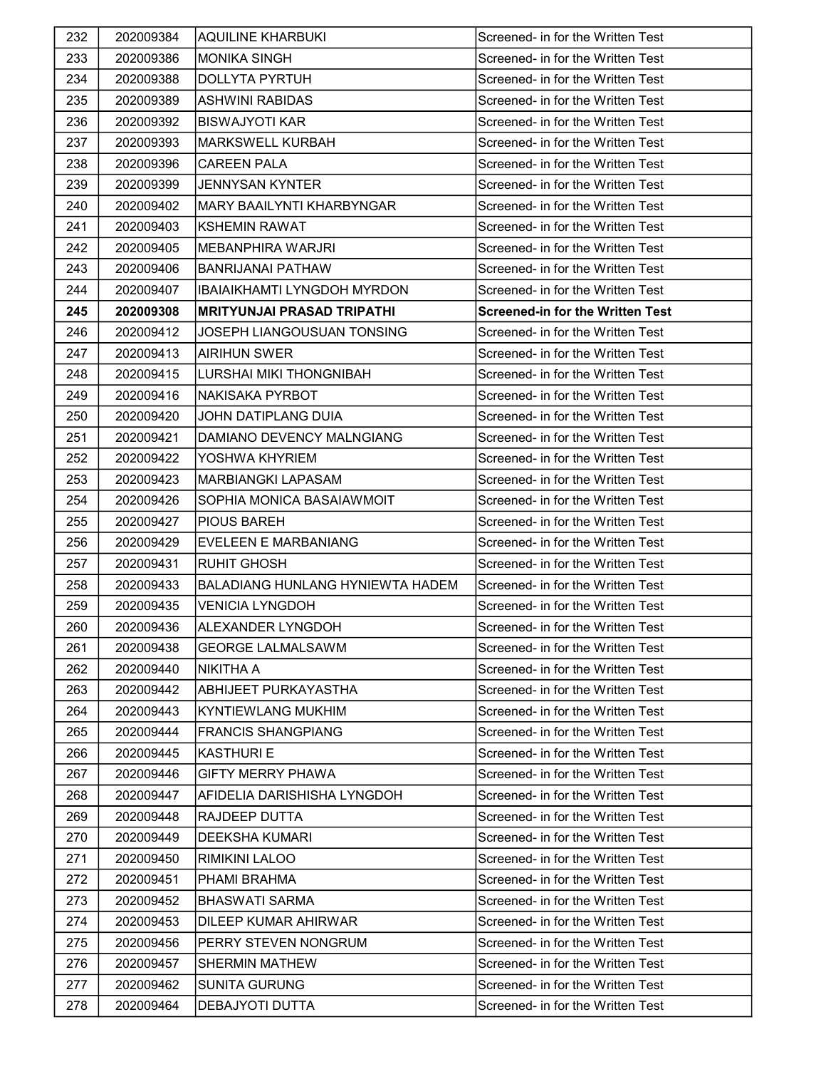| | | | |
|---|---|---|---|
| 232 | 202009384 | AQUILINE KHARBUKI | Screened- in for the Written Test |
| 233 | 202009386 | MONIKA SINGH | Screened- in for the Written Test |
| 234 | 202009388 | DOLLYTA PYRTUH | Screened- in for the Written Test |
| 235 | 202009389 | ASHWINI RABIDAS | Screened- in for the Written Test |
| 236 | 202009392 | BISWAJYOTI KAR | Screened- in for the Written Test |
| 237 | 202009393 | MARKSWELL KURBAH | Screened- in for the Written Test |
| 238 | 202009396 | CAREEN PALA | Screened- in for the Written Test |
| 239 | 202009399 | JENNYSAN KYNTER | Screened- in for the Written Test |
| 240 | 202009402 | MARY BAAILYNTI KHARBYNGAR | Screened- in for the Written Test |
| 241 | 202009403 | KSHEMIN RAWAT | Screened- in for the Written Test |
| 242 | 202009405 | MEBANPHIRA WARJRI | Screened- in for the Written Test |
| 243 | 202009406 | BANRIJANAI PATHAW | Screened- in for the Written Test |
| 244 | 202009407 | IBAIAIKHAMTI LYNGDOH MYRDON | Screened- in for the Written Test |
| **245** | **202009308** | **MRITYUNJAI PRASAD TRIPATHI** | **Screened-in for the Written Test** |
| 246 | 202009412 | JOSEPH LIANGOUSUAN TONSING | Screened- in for the Written Test |
| 247 | 202009413 | AIRIHUN SWER | Screened- in for the Written Test |
| 248 | 202009415 | LURSHAI MIKI THONGNIBAH | Screened- in for the Written Test |
| 249 | 202009416 | NAKISAKA PYRBOT | Screened- in for the Written Test |
| 250 | 202009420 | JOHN DATIPLANG DUIA | Screened- in for the Written Test |
| 251 | 202009421 | DAMIANO DEVENCY MALNGIANG | Screened- in for the Written Test |
| 252 | 202009422 | YOSHWA KHYRIEM | Screened- in for the Written Test |
| 253 | 202009423 | MARBIANGKI LAPASAM | Screened- in for the Written Test |
| 254 | 202009426 | SOPHIA MONICA BASAIAWMOIT | Screened- in for the Written Test |
| 255 | 202009427 | PIOUS BAREH | Screened- in for the Written Test |
| 256 | 202009429 | EVELEEN E MARBANIANG | Screened- in for the Written Test |
| 257 | 202009431 | RUHIT GHOSH | Screened- in for the Written Test |
| 258 | 202009433 | BALADIANG HUNLANG HYNIEWTA HADEM | Screened- in for the Written Test |
| 259 | 202009435 | VENICIA LYNGDOH | Screened- in for the Written Test |
| 260 | 202009436 | ALEXANDER LYNGDOH | Screened- in for the Written Test |
| 261 | 202009438 | GEORGE LALMALSAWM | Screened- in for the Written Test |
| 262 | 202009440 | NIKITHA A | Screened- in for the Written Test |
| 263 | 202009442 | ABHIJEET PURKAYASTHA | Screened- in for the Written Test |
| 264 | 202009443 | KYNTIEWLANG MUKHIM | Screened- in for the Written Test |
| 265 | 202009444 | FRANCIS SHANGPIANG | Screened- in for the Written Test |
| 266 | 202009445 | KASTHURI E | Screened- in for the Written Test |
| 267 | 202009446 | GIFTY MERRY PHAWA | Screened- in for the Written Test |
| 268 | 202009447 | AFIDELIA DARISHISHA LYNGDOH | Screened- in for the Written Test |
| 269 | 202009448 | RAJDEEP DUTTA | Screened- in for the Written Test |
| 270 | 202009449 | DEEKSHA KUMARI | Screened- in for the Written Test |
| 271 | 202009450 | RIMIKINI LALOO | Screened- in for the Written Test |
| 272 | 202009451 | PHAMI BRAHMA | Screened- in for the Written Test |
| 273 | 202009452 | BHASWATI SARMA | Screened- in for the Written Test |
| 274 | 202009453 | DILEEP KUMAR AHIRWAR | Screened- in for the Written Test |
| 275 | 202009456 | PERRY STEVEN NONGRUM | Screened- in for the Written Test |
| 276 | 202009457 | SHERMIN MATHEW | Screened- in for the Written Test |
| 277 | 202009462 | SUNITA GURUNG | Screened- in for the Written Test |
| 278 | 202009464 | DEBAJYOTI DUTTA | Screened- in for the Written Test |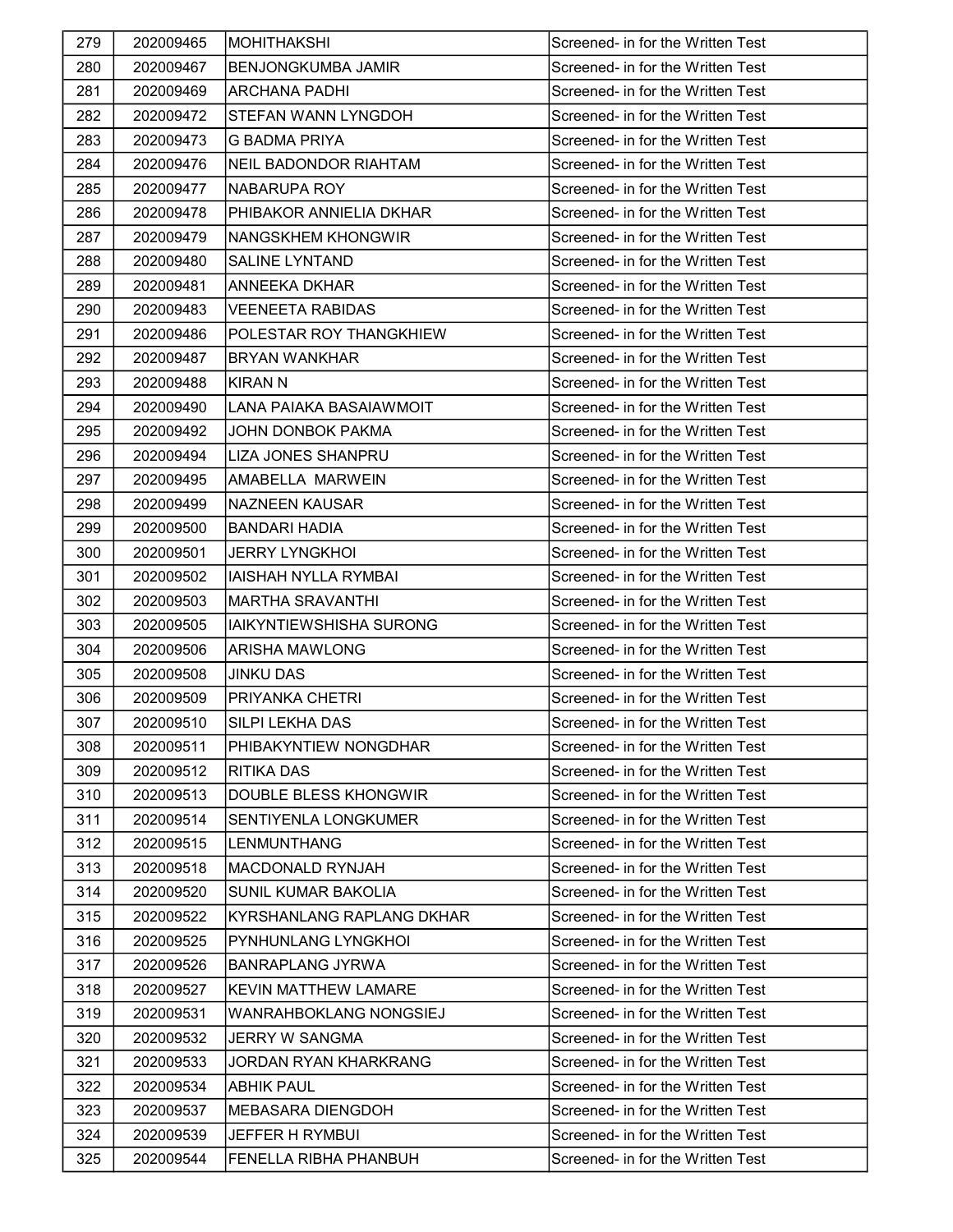| | | | |
|---|---|---|---|
| 279 | 202009465 | MOHITHAKSHI | Screened- in for the Written Test |
| 280 | 202009467 | BENJONGKUMBA JAMIR | Screened- in for the Written Test |
| 281 | 202009469 | ARCHANA PADHI | Screened- in for the Written Test |
| 282 | 202009472 | STEFAN WANN LYNGDOH | Screened- in for the Written Test |
| 283 | 202009473 | G BADMA PRIYA | Screened- in for the Written Test |
| 284 | 202009476 | NEIL BADONDOR RIAHTAM | Screened- in for the Written Test |
| 285 | 202009477 | NABARUPA ROY | Screened- in for the Written Test |
| 286 | 202009478 | PHIBAKOR ANNIELIA DKHAR | Screened- in for the Written Test |
| 287 | 202009479 | NANGSKHEM KHONGWIR | Screened- in for the Written Test |
| 288 | 202009480 | SALINE LYNTAND | Screened- in for the Written Test |
| 289 | 202009481 | ANNEEKA DKHAR | Screened- in for the Written Test |
| 290 | 202009483 | VEENEETA RABIDAS | Screened- in for the Written Test |
| 291 | 202009486 | POLESTAR ROY THANGKHIEW | Screened- in for the Written Test |
| 292 | 202009487 | BRYAN WANKHAR | Screened- in for the Written Test |
| 293 | 202009488 | KIRAN N | Screened- in for the Written Test |
| 294 | 202009490 | LANA PAIAKA BASAIAWMOIT | Screened- in for the Written Test |
| 295 | 202009492 | JOHN DONBOK PAKMA | Screened- in for the Written Test |
| 296 | 202009494 | LIZA JONES SHANPRU | Screened- in for the Written Test |
| 297 | 202009495 | AMABELLA MARWEIN | Screened- in for the Written Test |
| 298 | 202009499 | NAZNEEN KAUSAR | Screened- in for the Written Test |
| 299 | 202009500 | BANDARI HADIA | Screened- in for the Written Test |
| 300 | 202009501 | JERRY LYNGKHOI | Screened- in for the Written Test |
| 301 | 202009502 | IAISHAH NYLLA RYMBAI | Screened- in for the Written Test |
| 302 | 202009503 | MARTHA SRAVANTHI | Screened- in for the Written Test |
| 303 | 202009505 | IAIKYNTIEWSHISHA SURONG | Screened- in for the Written Test |
| 304 | 202009506 | ARISHA MAWLONG | Screened- in for the Written Test |
| 305 | 202009508 | JINKU DAS | Screened- in for the Written Test |
| 306 | 202009509 | PRIYANKA CHETRI | Screened- in for the Written Test |
| 307 | 202009510 | SILPI LEKHA DAS | Screened- in for the Written Test |
| 308 | 202009511 | PHIBAKYNTIEW NONGDHAR | Screened- in for the Written Test |
| 309 | 202009512 | RITIKA DAS | Screened- in for the Written Test |
| 310 | 202009513 | DOUBLE BLESS KHONGWIR | Screened- in for the Written Test |
| 311 | 202009514 | SENTIYENLA LONGKUMER | Screened- in for the Written Test |
| 312 | 202009515 | LENMUNTHANG | Screened- in for the Written Test |
| 313 | 202009518 | MACDONALD RYNJAH | Screened- in for the Written Test |
| 314 | 202009520 | SUNIL KUMAR BAKOLIA | Screened- in for the Written Test |
| 315 | 202009522 | KYRSHANLANG RAPLANG DKHAR | Screened- in for the Written Test |
| 316 | 202009525 | PYNHUNLANG LYNGKHOI | Screened- in for the Written Test |
| 317 | 202009526 | BANRAPLANG JYRWA | Screened- in for the Written Test |
| 318 | 202009527 | KEVIN MATTHEW LAMARE | Screened- in for the Written Test |
| 319 | 202009531 | WANRAHBOKLANG NONGSIEJ | Screened- in for the Written Test |
| 320 | 202009532 | JERRY W SANGMA | Screened- in for the Written Test |
| 321 | 202009533 | JORDAN RYAN KHARKRANG | Screened- in for the Written Test |
| 322 | 202009534 | ABHIK PAUL | Screened- in for the Written Test |
| 323 | 202009537 | MEBASARA DIENGDOH | Screened- in for the Written Test |
| 324 | 202009539 | JEFFER H RYMBUI | Screened- in for the Written Test |
| 325 | 202009544 | FENELLA RIBHA PHANBUH | Screened- in for the Written Test |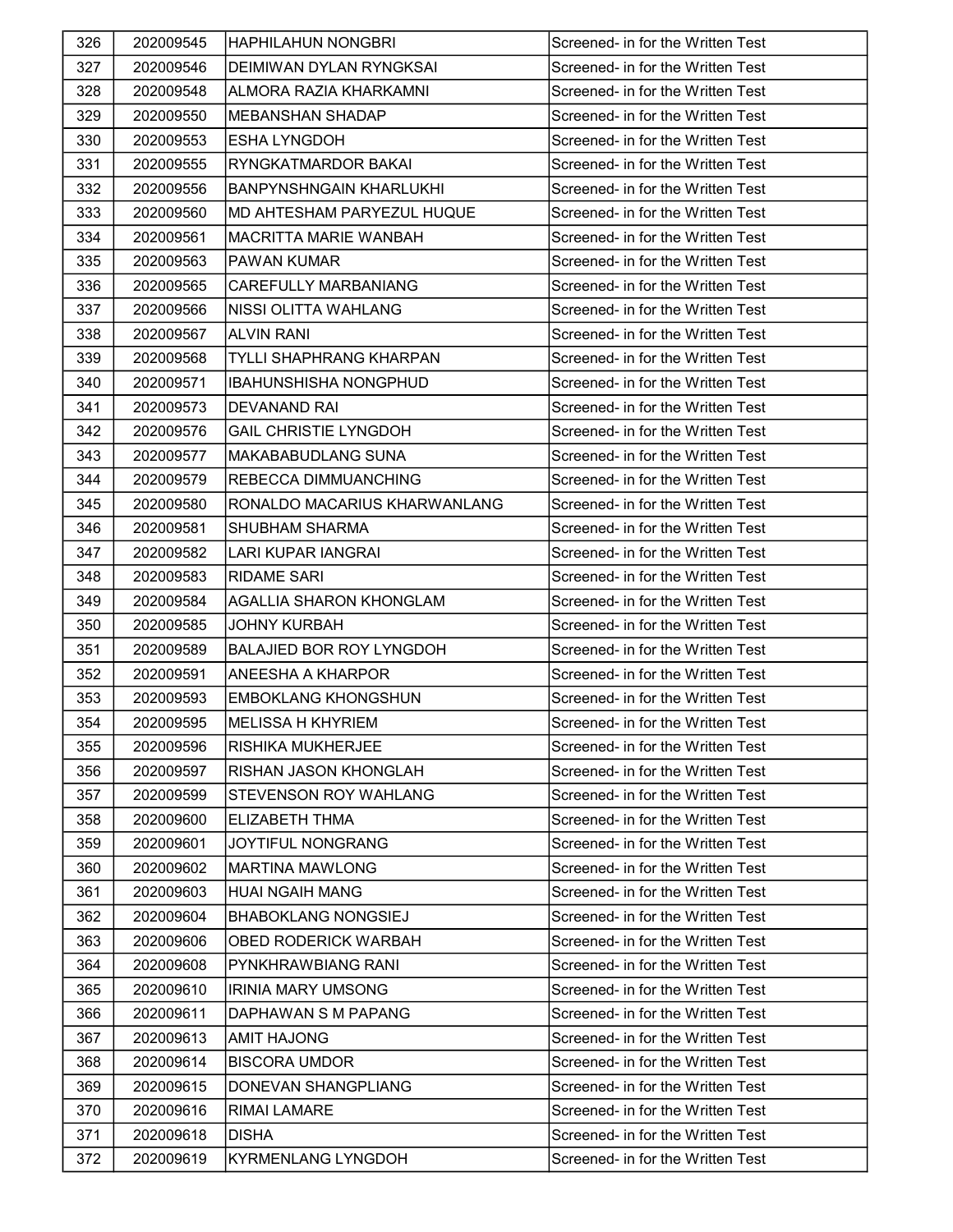| 326 | 202009545 | HAPHILAHUN NONGBRI | Screened- in for the Written Test |
|---|---|---|---|
| 327 | 202009546 | DEIMIWAN DYLAN RYNGKSAI | Screened- in for the Written Test |
| 328 | 202009548 | ALMORA RAZIA KHARKAMNI | Screened- in for the Written Test |
| 329 | 202009550 | MEBANSHAN SHADAP | Screened- in for the Written Test |
| 330 | 202009553 | ESHA LYNGDOH | Screened- in for the Written Test |
| 331 | 202009555 | RYNGKATMARDOR BAKAI | Screened- in for the Written Test |
| 332 | 202009556 | BANPYNSHNGAIN KHARLUKHI | Screened- in for the Written Test |
| 333 | 202009560 | MD AHTESHAM PARYEZUL HUQUE | Screened- in for the Written Test |
| 334 | 202009561 | MACRITTA MARIE WANBAH | Screened- in for the Written Test |
| 335 | 202009563 | PAWAN KUMAR | Screened- in for the Written Test |
| 336 | 202009565 | CAREFULLY MARBANIANG | Screened- in for the Written Test |
| 337 | 202009566 | NISSI OLITTA WAHLANG | Screened- in for the Written Test |
| 338 | 202009567 | ALVIN RANI | Screened- in for the Written Test |
| 339 | 202009568 | TYLLI SHAPHRANG KHARPAN | Screened- in for the Written Test |
| 340 | 202009571 | IBAHUNSHISHA NONGPHUD | Screened- in for the Written Test |
| 341 | 202009573 | DEVANAND RAI | Screened- in for the Written Test |
| 342 | 202009576 | GAIL CHRISTIE LYNGDOH | Screened- in for the Written Test |
| 343 | 202009577 | MAKABABUDLANG SUNA | Screened- in for the Written Test |
| 344 | 202009579 | REBECCA DIMMUANCHING | Screened- in for the Written Test |
| 345 | 202009580 | RONALDO MACARIUS KHARWANLANG | Screened- in for the Written Test |
| 346 | 202009581 | SHUBHAM SHARMA | Screened- in for the Written Test |
| 347 | 202009582 | LARI KUPAR IANGRAI | Screened- in for the Written Test |
| 348 | 202009583 | RIDAME SARI | Screened- in for the Written Test |
| 349 | 202009584 | AGALLIA SHARON KHONGLAM | Screened- in for the Written Test |
| 350 | 202009585 | JOHNY KURBAH | Screened- in for the Written Test |
| 351 | 202009589 | BALAJIED BOR ROY LYNGDOH | Screened- in for the Written Test |
| 352 | 202009591 | ANEESHA A KHARPOR | Screened- in for the Written Test |
| 353 | 202009593 | EMBOKLANG KHONGSHUN | Screened- in for the Written Test |
| 354 | 202009595 | MELISSA H KHYRIEM | Screened- in for the Written Test |
| 355 | 202009596 | RISHIKA MUKHERJEE | Screened- in for the Written Test |
| 356 | 202009597 | RISHAN JASON KHONGLAH | Screened- in for the Written Test |
| 357 | 202009599 | STEVENSON ROY WAHLANG | Screened- in for the Written Test |
| 358 | 202009600 | ELIZABETH THMA | Screened- in for the Written Test |
| 359 | 202009601 | JOYTIFUL NONGRANG | Screened- in for the Written Test |
| 360 | 202009602 | MARTINA MAWLONG | Screened- in for the Written Test |
| 361 | 202009603 | HUAI NGAIH MANG | Screened- in for the Written Test |
| 362 | 202009604 | BHABOKLANG NONGSIEJ | Screened- in for the Written Test |
| 363 | 202009606 | OBED RODERICK WARBAH | Screened- in for the Written Test |
| 364 | 202009608 | PYNKHRAWBIANG RANI | Screened- in for the Written Test |
| 365 | 202009610 | IRINIA MARY UMSONG | Screened- in for the Written Test |
| 366 | 202009611 | DAPHAWAN S M PAPANG | Screened- in for the Written Test |
| 367 | 202009613 | AMIT HAJONG | Screened- in for the Written Test |
| 368 | 202009614 | BISCORA UMDOR | Screened- in for the Written Test |
| 369 | 202009615 | DONEVAN SHANGPLIANG | Screened- in for the Written Test |
| 370 | 202009616 | RIMAI LAMARE | Screened- in for the Written Test |
| 371 | 202009618 | DISHA | Screened- in for the Written Test |
| 372 | 202009619 | KYRMENLANG LYNGDOH | Screened- in for the Written Test |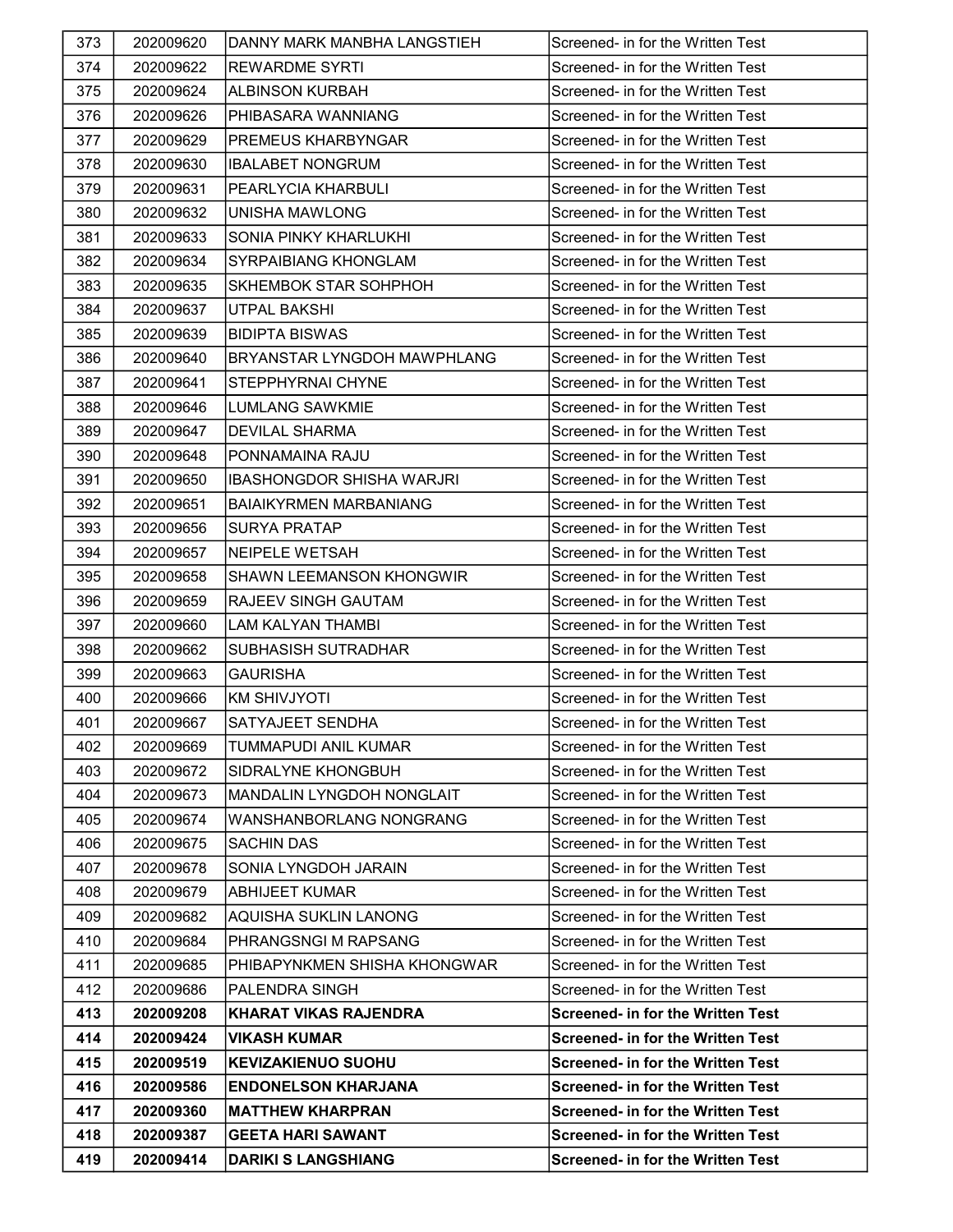| 373 | 202009620 | DANNY MARK MANBHA LANGSTIEH | Screened- in for the Written Test |
|---|---|---|---|
| 374 | 202009622 | REWARDME SYRTI | Screened- in for the Written Test |
| 375 | 202009624 | ALBINSON KURBAH | Screened- in for the Written Test |
| 376 | 202009626 | PHIBASARA WANNIANG | Screened- in for the Written Test |
| 377 | 202009629 | PREMEUS KHARBYNGAR | Screened- in for the Written Test |
| 378 | 202009630 | IBALABET NONGRUM | Screened- in for the Written Test |
| 379 | 202009631 | PEARLYCIA KHARBULI | Screened- in for the Written Test |
| 380 | 202009632 | UNISHA MAWLONG | Screened- in for the Written Test |
| 381 | 202009633 | SONIA PINKY KHARLUKHI | Screened- in for the Written Test |
| 382 | 202009634 | SYRPAIBIANG KHONGLAM | Screened- in for the Written Test |
| 383 | 202009635 | SKHEMBOK STAR SOHPHOH | Screened- in for the Written Test |
| 384 | 202009637 | UTPAL BAKSHI | Screened- in for the Written Test |
| 385 | 202009639 | BIDIPTA BISWAS | Screened- in for the Written Test |
| 386 | 202009640 | BRYANSTAR LYNGDOH MAWPHLANG | Screened- in for the Written Test |
| 387 | 202009641 | STEPPHYRNAI CHYNE | Screened- in for the Written Test |
| 388 | 202009646 | LUMLANG SAWKMIE | Screened- in for the Written Test |
| 389 | 202009647 | DEVILAL SHARMA | Screened- in for the Written Test |
| 390 | 202009648 | PONNAMAINA RAJU | Screened- in for the Written Test |
| 391 | 202009650 | IBASHONGDOR SHISHA WARJRI | Screened- in for the Written Test |
| 392 | 202009651 | BAIAIKYRMEN MARBANIANG | Screened- in for the Written Test |
| 393 | 202009656 | SURYA PRATAP | Screened- in for the Written Test |
| 394 | 202009657 | NEIPELE WETSAH | Screened- in for the Written Test |
| 395 | 202009658 | SHAWN LEEMANSON KHONGWIR | Screened- in for the Written Test |
| 396 | 202009659 | RAJEEV SINGH GAUTAM | Screened- in for the Written Test |
| 397 | 202009660 | LAM KALYAN THAMBI | Screened- in for the Written Test |
| 398 | 202009662 | SUBHASISH SUTRADHAR | Screened- in for the Written Test |
| 399 | 202009663 | GAURISHA | Screened- in for the Written Test |
| 400 | 202009666 | KM SHIVJYOTI | Screened- in for the Written Test |
| 401 | 202009667 | SATYAJEET SENDHA | Screened- in for the Written Test |
| 402 | 202009669 | TUMMAPUDI ANIL KUMAR | Screened- in for the Written Test |
| 403 | 202009672 | SIDRALYNE KHONGBUH | Screened- in for the Written Test |
| 404 | 202009673 | MANDALIN LYNGDOH NONGLAIT | Screened- in for the Written Test |
| 405 | 202009674 | WANSHANBORLANG NONGRANG | Screened- in for the Written Test |
| 406 | 202009675 | SACHIN DAS | Screened- in for the Written Test |
| 407 | 202009678 | SONIA LYNGDOH JARAIN | Screened- in for the Written Test |
| 408 | 202009679 | ABHIJEET KUMAR | Screened- in for the Written Test |
| 409 | 202009682 | AQUISHA SUKLIN LANONG | Screened- in for the Written Test |
| 410 | 202009684 | PHRANGSNGI M RAPSANG | Screened- in for the Written Test |
| 411 | 202009685 | PHIBAPYNKMEN SHISHA KHONGWAR | Screened- in for the Written Test |
| 412 | 202009686 | PALENDRA SINGH | Screened- in for the Written Test |
| **413** | **202009208** | **KHARAT VIKAS RAJENDRA** | **Screened- in for the Written Test** |
| **414** | **202009424** | **VIKASH KUMAR** | **Screened- in for the Written Test** |
| **415** | **202009519** | **KEVIZAKIENUO SUOHU** | **Screened- in for the Written Test** |
| **416** | **202009586** | **ENDONELSON KHARJANA** | **Screened- in for the Written Test** |
| **417** | **202009360** | **MATTHEW KHARPRAN** | **Screened- in for the Written Test** |
| **418** | **202009387** | **GEETA HARI SAWANT** | **Screened- in for the Written Test** |
| **419** | **202009414** | **DARIKI S LANGSHIANG** | **Screened- in for the Written Test** |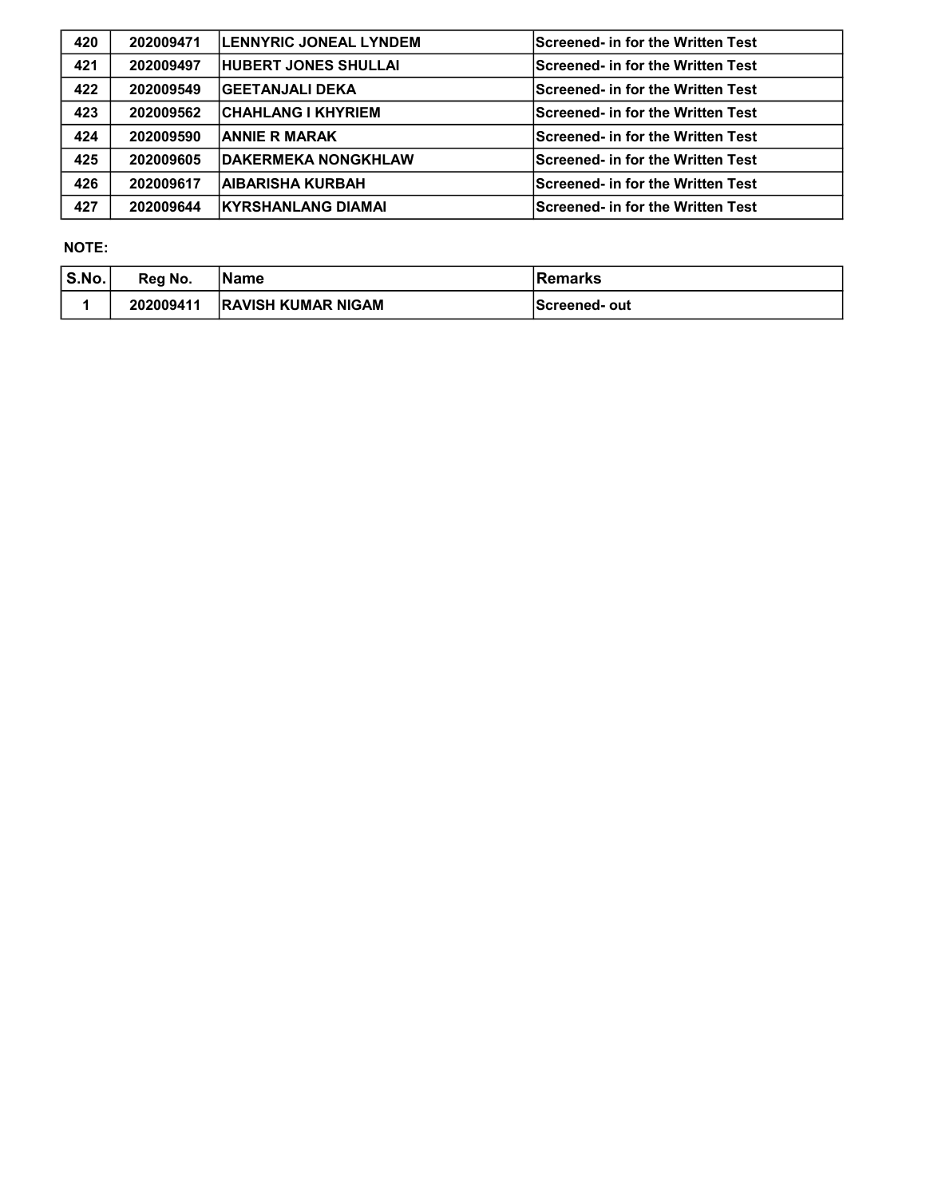| | | | |
|---|---|---|---|
| 420 | 202009471 | LENNYRIC JONEAL LYNDEM | Screened- in for the Written Test |
| 421 | 202009497 | HUBERT JONES SHULLAI | Screened- in for the Written Test |
| 422 | 202009549 | GEETANJALI DEKA | Screened- in for the Written Test |
| 423 | 202009562 | CHAHLANG I KHYRIEM | Screened- in for the Written Test |
| 424 | 202009590 | ANNIE R MARAK | Screened- in for the Written Test |
| 425 | 202009605 | DAKERMEKA NONGKHLAW | Screened- in for the Written Test |
| 426 | 202009617 | AIBARISHA KURBAH | Screened- in for the Written Test |
| 427 | 202009644 | KYRSHANLANG DIAMAI | Screened- in for the Written Test |

**NOTE:**

| S.No. | Reg No. | Name | Remarks |
|---|---|---|---|
| 1 | 202009411 | RAVISH KUMAR NIGAM | Screened- out |